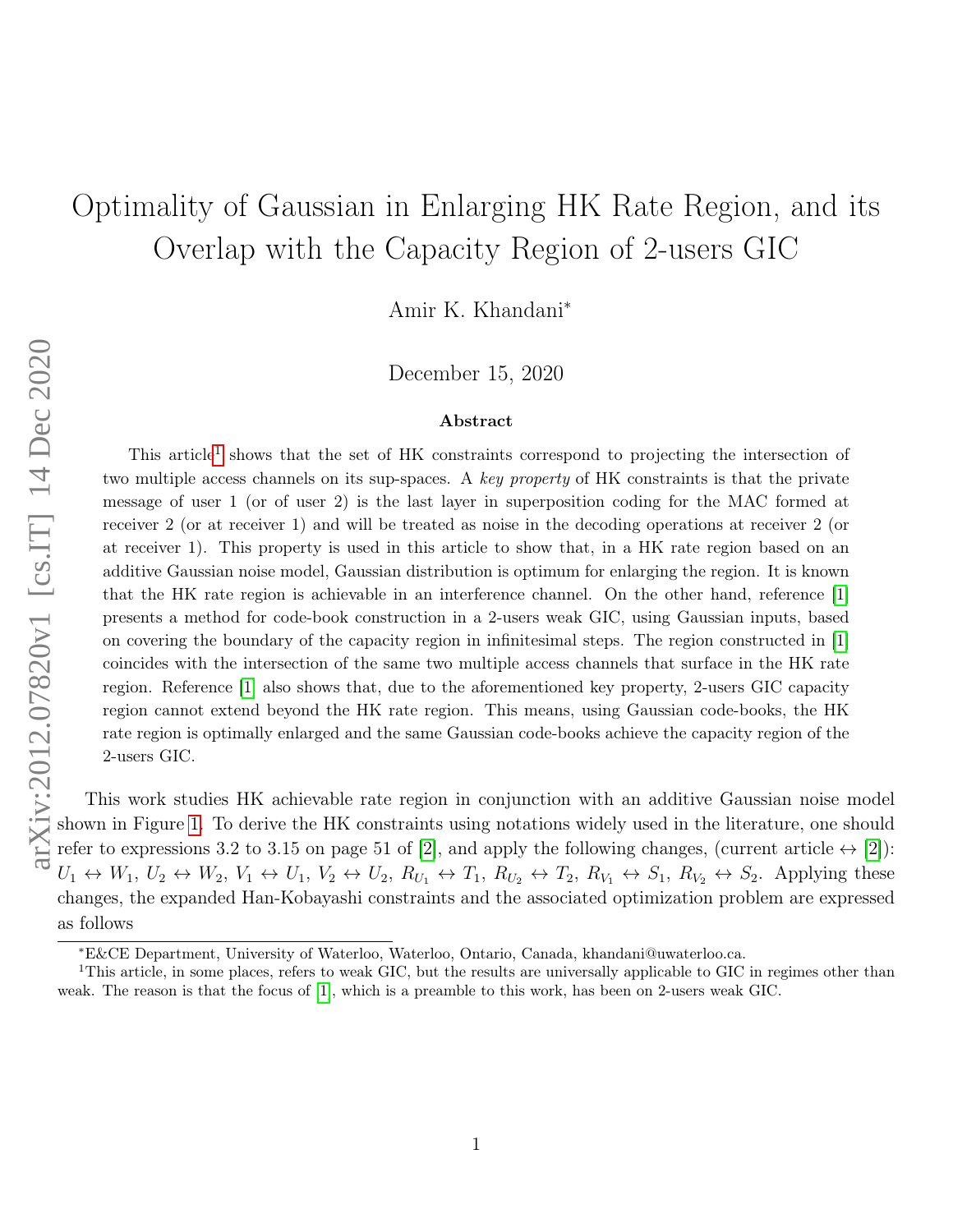# Optimality of Gaussian in Enlarging HK Rate Region, and its Overlap with the Capacity Region of 2-users GIC

Amir K. Khandani*

December 15, 2020

### Abstract

This article[1] shows that the set of HK constraints correspond to projecting the intersection of two multiple access channels on its sup-spaces. A *key property* of HK constraints is that the private message of user 1 (or of user 2) is the last layer in superposition coding for the MAC formed at receiver 2 (or at receiver 1) and will be treated as noise in the decoding operations at receiver 2 (or at receiver 1). This property is used in this article to show that, in a HK rate region based on an additive Gaussian noise model, Gaussian distribution is optimum for enlarging the region. It is known that the HK rate region is achievable in an interference channel. On the other hand, reference [1] presents a method for code-book construction in a 2-users weak GIC, using Gaussian inputs, based on covering the boundary of the capacity region in infinitesimal steps. The region constructed in [1] coincides with the intersection of the same two multiple access channels that surface in the HK rate region. Reference [1] also shows that, due to the aforementioned key property, 2-users GIC capacity region cannot extend beyond the HK rate region. This means, using Gaussian code-books, the HK rate region is optimally enlarged and the same Gaussian code-books achieve the capacity region of the 2-users GIC.

This work studies HK achievable rate region in conjunction with an additive Gaussian noise model shown in Figure 1. To derive the HK constraints using notations widely used in the literature, one should refer to expressions 3.2 to 3.15 on page 51 of [2], and apply the following changes, (current article $\leftrightarrow$ [2]): $U_1 \leftrightarrow W_1$, $U_2 \leftrightarrow W_2$, $V_1 \leftrightarrow U_1$, $V_2 \leftrightarrow U_2$, $R_{U_1} \leftrightarrow T_1$, $R_{U_2} \leftrightarrow T_2$, $R_{V_1} \leftrightarrow S_1$, $R_{V_2} \leftrightarrow S_2$. Applying these changes, the expanded Han-Kobayashi constraints and the associated optimization problem are expressed as follows

*E&CE Department, University of Waterloo, Waterloo, Ontario, Canada, khandani@uwaterloo.ca.

[1]This article, in some places, refers to weak GIC, but the results are universally applicable to GIC in regimes other than weak. The reason is that the focus of [1], which is a preamble to this work, has been on 2-users weak GIC.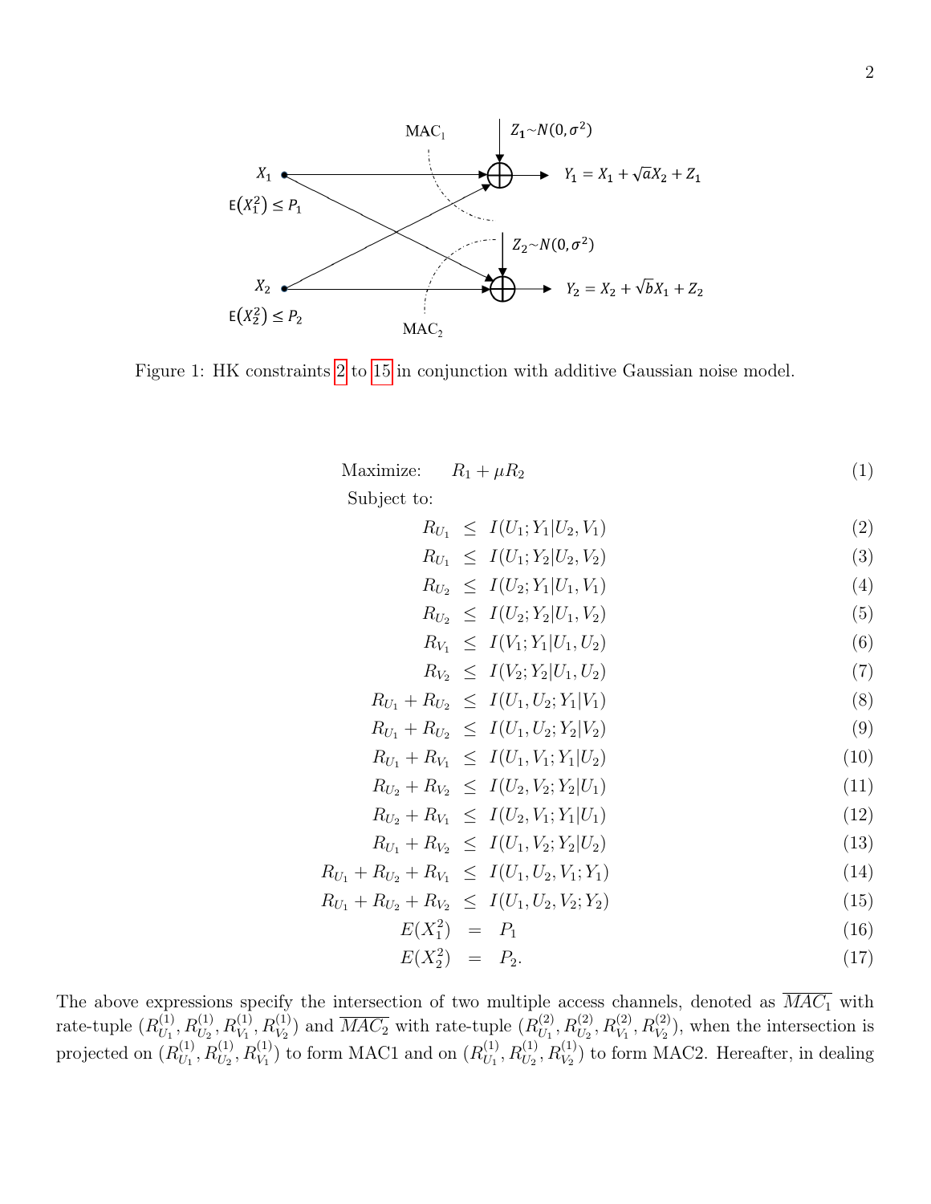Figure 1: HK constraints 2 to 15 in conjunction with additive Gaussian noise model.

$$
\begin{aligned}
\text{Maximize:} \quad & R_1 + \mu R_2 && (1) \\
\text{Subject to:} \quad & && \\
R_{U_1} &\leq I(U_1; Y_1 | U_2, V_1) && (2) \\
R_{U_1} &\leq I(U_1; Y_2 | U_2, V_2) && (3) \\
R_{U_2} &\leq I(U_2; Y_1 | U_1, V_1) && (4) \\
R_{U_2} &\leq I(U_2; Y_2 | U_1, V_2) && (5) \\
R_{V_1} &\leq I(V_1; Y_1 | U_1, U_2) && (6) \\
R_{V_2} &\leq I(V_2; Y_2 | U_1, U_2) && (7) \\
R_{U_1} + R_{U_2} &\leq I(U_1, U_2; Y_1 | V_1) && (8) \\
R_{U_1} + R_{U_2} &\leq I(U_1, U_2; Y_2 | V_2) && (9) \\
R_{U_1} + R_{V_1} &\leq I(U_1, V_1; Y_1 | U_2) && (10) \\
R_{U_2} + R_{V_2} &\leq I(U_2, V_2; Y_2 | U_1) && (11) \\
R_{U_2} + R_{V_1} &\leq I(U_2, V_1; Y_1 | U_1) && (12) \\
R_{U_1} + R_{V_2} &\leq I(U_1, V_2; Y_2 | U_2) && (13) \\
R_{U_1} + R_{U_2} + R_{V_1} &\leq I(U_1, U_2, V_1; Y_1) && (14) \\
R_{U_1} + R_{U_2} + R_{V_2} &\leq I(U_1, U_2, V_2; Y_2) && (15) \\
E(X_1^2) &= P_1 && (16) \\
E(X_2^2) &= P_2. && (17)
\end{aligned}
$$

The above expressions specify the intersection of two multiple access channels, denoted as $\overline{MAC_1}$ with rate-tuple $(R_{U_1}^{(1)}, R_{U_2}^{(1)}, R_{V_1}^{(1)}, R_{V_2}^{(1)})$ and $\overline{MAC_2}$ with rate-tuple $(R_{U_1}^{(2)}, R_{U_2}^{(2)}, R_{V_1}^{(2)}, R_{V_2}^{(2)})$, when the intersection is projected on $(R_{U_1}^{(1)}, R_{U_2}^{(1)}, R_{V_1}^{(1)})$ to form MAC1 and on $(R_{U_1}^{(1)}, R_{U_2}^{(1)}, R_{V_2}^{(1)})$ to form MAC2. Hereafter, in dealing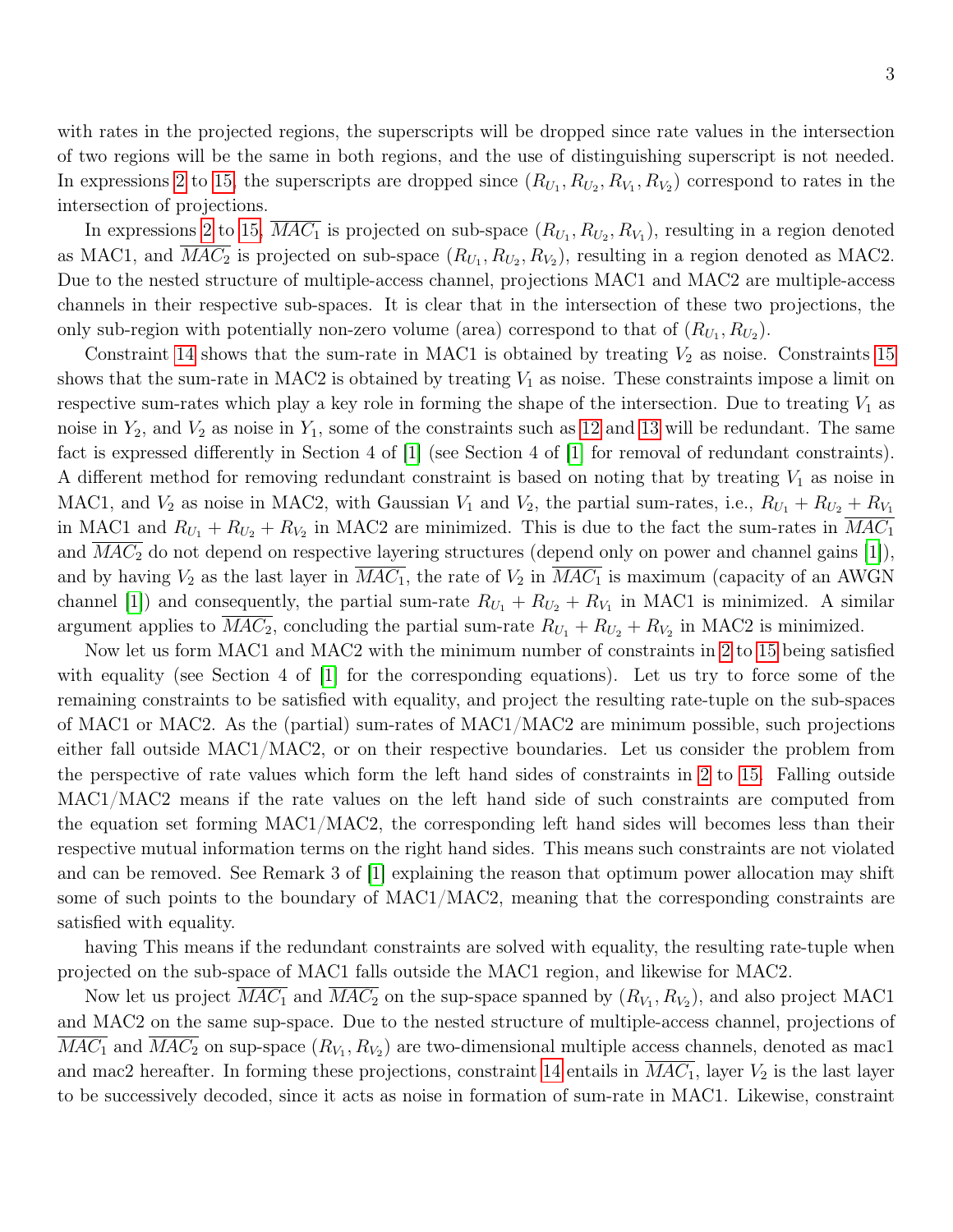with rates in the projected regions, the superscripts will be dropped since rate values in the intersection of two regions will be the same in both regions, and the use of distinguishing superscript is not needed. In expressions 2 to 15, the superscripts are dropped since $(R_{U_1}, R_{U_2}, R_{V_1}, R_{V_2})$ correspond to rates in the intersection of projections.

In expressions 2 to 15, $\overline{MAC_1}$ is projected on sub-space $(R_{U_1}, R_{U_2}, R_{V_1})$, resulting in a region denoted as MAC1, and $\overline{MAC_2}$ is projected on sub-space $(R_{U_1}, R_{U_2}, R_{V_2})$, resulting in a region denoted as MAC2. Due to the nested structure of multiple-access channel, projections MAC1 and MAC2 are multiple-access channels in their respective sub-spaces. It is clear that in the intersection of these two projections, the only sub-region with potentially non-zero volume (area) correspond to that of $(R_{U_1}, R_{U_2})$.

Constraint 14 shows that the sum-rate in MAC1 is obtained by treating $V_2$ as noise. Constraints 15 shows that the sum-rate in MAC2 is obtained by treating $V_1$ as noise. These constraints impose a limit on respective sum-rates which play a key role in forming the shape of the intersection. Due to treating $V_1$ as noise in $Y_2$, and $V_2$ as noise in $Y_1$, some of the constraints such as 12 and 13 will be redundant. The same fact is expressed differently in Section 4 of [1] (see Section 4 of [1] for removal of redundant constraints). A different method for removing redundant constraint is based on noting that by treating $V_1$ as noise in MAC1, and $V_2$ as noise in MAC2, with Gaussian $V_1$ and $V_2$, the partial sum-rates, i.e., $R_{U_1} + R_{U_2} + R_{V_1}$ in MAC1 and $R_{U_1} + R_{U_2} + R_{V_2}$ in MAC2 are minimized. This is due to the fact the sum-rates in $\overline{MAC_1}$ and $\overline{MAC_2}$ do not depend on respective layering structures (depend only on power and channel gains [1]), and by having $V_2$ as the last layer in $\overline{MAC_1}$, the rate of $V_2$ in $\overline{MAC_1}$ is maximum (capacity of an AWGN channel [1]) and consequently, the partial sum-rate $R_{U_1} + R_{U_2} + R_{V_1}$ in MAC1 is minimized. A similar argument applies to $\overline{MAC_2}$, concluding the partial sum-rate $R_{U_1} + R_{U_2} + R_{V_2}$ in MAC2 is minimized.

Now let us form MAC1 and MAC2 with the minimum number of constraints in 2 to 15 being satisfied with equality (see Section 4 of [1] for the corresponding equations). Let us try to force some of the remaining constraints to be satisfied with equality, and project the resulting rate-tuple on the sub-spaces of MAC1 or MAC2. As the (partial) sum-rates of MAC1/MAC2 are minimum possible, such projections either fall outside MAC1/MAC2, or on their respective boundaries. Let us consider the problem from the perspective of rate values which form the left hand sides of constraints in 2 to 15. Falling outside MAC1/MAC2 means if the rate values on the left hand side of such constraints are computed from the equation set forming MAC1/MAC2, the corresponding left hand sides will becomes less than their respective mutual information terms on the right hand sides. This means such constraints are not violated and can be removed. See Remark 3 of [1] explaining the reason that optimum power allocation may shift some of such points to the boundary of MAC1/MAC2, meaning that the corresponding constraints are satisfied with equality.

having This means if the redundant constraints are solved with equality, the resulting rate-tuple when projected on the sub-space of MAC1 falls outside the MAC1 region, and likewise for MAC2.

Now let us project $\overline{MAC_1}$ and $\overline{MAC_2}$ on the sup-space spanned by $(R_{V_1}, R_{V_2})$, and also project MAC1 and MAC2 on the same sup-space. Due to the nested structure of multiple-access channel, projections of $\overline{MAC_1}$ and $\overline{MAC_2}$ on sup-space $(R_{V_1}, R_{V_2})$ are two-dimensional multiple access channels, denoted as mac1 and mac2 hereafter. In forming these projections, constraint 14 entails in $\overline{MAC_1}$, layer $V_2$ is the last layer to be successively decoded, since it acts as noise in formation of sum-rate in MAC1. Likewise, constraint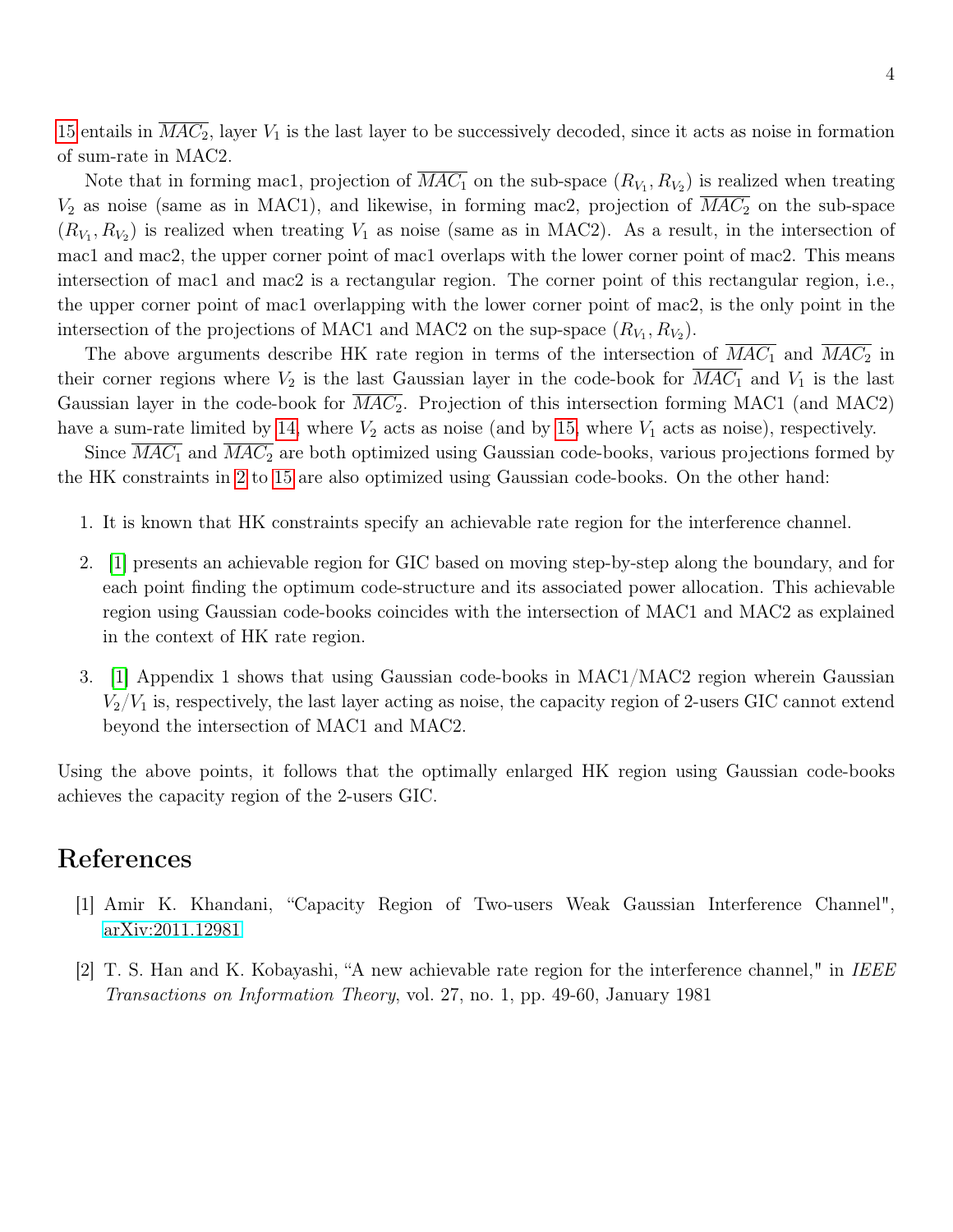15 entails in $\overline{MAC_2}$, layer $V_1$ is the last layer to be successively decoded, since it acts as noise in formation of sum-rate in MAC2.

Note that in forming mac1, projection of $\overline{MAC_1}$ on the sub-space $(R_{V_1}, R_{V_2})$ is realized when treating $V_2$ as noise (same as in MAC1), and likewise, in forming mac2, projection of $\overline{MAC_2}$ on the sub-space $(R_{V_1}, R_{V_2})$ is realized when treating $V_1$ as noise (same as in MAC2). As a result, in the intersection of mac1 and mac2, the upper corner point of mac1 overlaps with the lower corner point of mac2. This means intersection of mac1 and mac2 is a rectangular region. The corner point of this rectangular region, i.e., the upper corner point of mac1 overlapping with the lower corner point of mac2, is the only point in the intersection of the projections of MAC1 and MAC2 on the sup-space $(R_{V_1}, R_{V_2})$.

The above arguments describe HK rate region in terms of the intersection of $\overline{MAC_1}$ and $\overline{MAC_2}$ in their corner regions where $V_2$ is the last Gaussian layer in the code-book for $\overline{MAC_1}$ and $V_1$ is the last Gaussian layer in the code-book for $\overline{MAC_2}$. Projection of this intersection forming MAC1 (and MAC2) have a sum-rate limited by 14, where $V_2$ acts as noise (and by 15, where $V_1$ acts as noise), respectively.

Since $\overline{MAC_1}$ and $\overline{MAC_2}$ are both optimized using Gaussian code-books, various projections formed by the HK constraints in 2 to 15 are also optimized using Gaussian code-books. On the other hand:

1. It is known that HK constraints specify an achievable rate region for the interference channel.
2. [1] presents an achievable region for GIC based on moving step-by-step along the boundary, and for each point finding the optimum code-structure and its associated power allocation. This achievable region using Gaussian code-books coincides with the intersection of MAC1 and MAC2 as explained in the context of HK rate region.
3. [1] Appendix 1 shows that using Gaussian code-books in MAC1/MAC2 region wherein Gaussian $V_2/V_1$ is, respectively, the last layer acting as noise, the capacity region of 2-users GIC cannot extend beyond the intersection of MAC1 and MAC2.

Using the above points, it follows that the optimally enlarged HK region using Gaussian code-books achieves the capacity region of the 2-users GIC.

## References

[1] Amir K. Khandani, "Capacity Region of Two-users Weak Gaussian Interference Channel", arXiv:2011.12981

[2] T. S. Han and K. Kobayashi, "A new achievable rate region for the interference channel," in *IEEE Transactions on Information Theory*, vol. 27, no. 1, pp. 49-60, January 1981